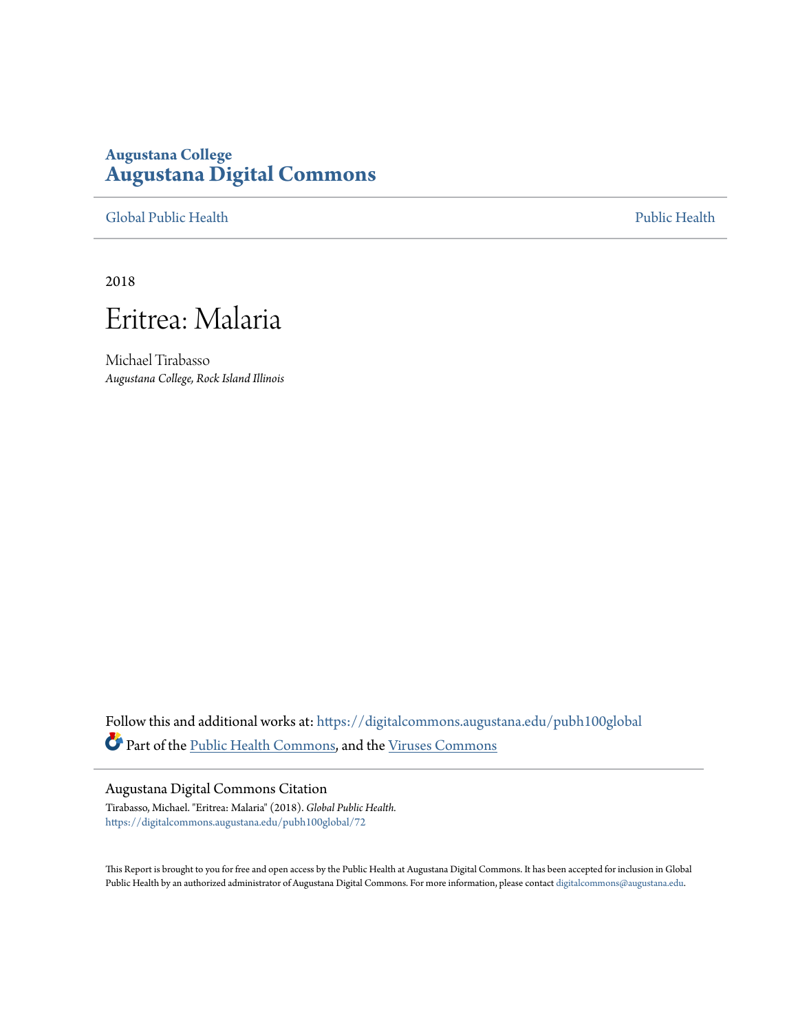Augustana College

# Augustana Digital Commons

Global Public Health | Public Health

2018

# Eritrea: Malaria

Michael Tirabasso
*Augustana College, Rock Island Illinois*

Follow this and additional works at: https://digitalcommons.augustana.edu/pubh100global

Part of the Public Health Commons, and the Viruses Commons

## Augustana Digital Commons Citation

Tirabasso, Michael. "Eritrea: Malaria" (2018). *Global Public Health.*
https://digitalcommons.augustana.edu/pubh100global/72

This Report is brought to you for free and open access by the Public Health at Augustana Digital Commons. It has been accepted for inclusion in Global Public Health by an authorized administrator of Augustana Digital Commons. For more information, please contact digitalcommons@augustana.edu.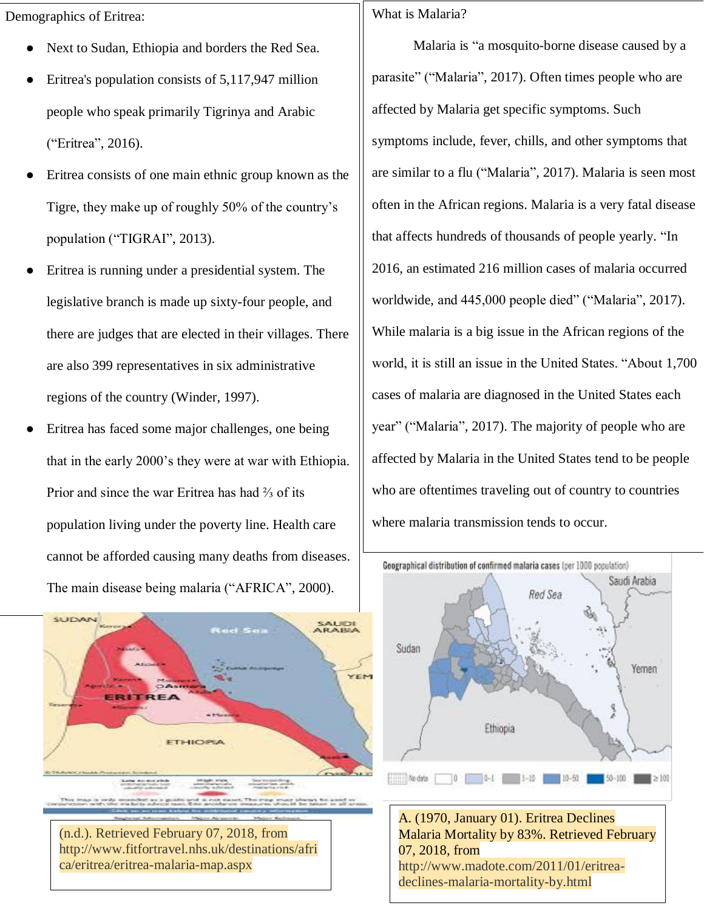Demographics of Eritrea:

- Next to Sudan, Ethiopia and borders the Red Sea.
- Eritrea's population consists of 5,117,947 million people who speak primarily Tigrinya and Arabic ("Eritrea", 2016).
- Eritrea consists of one main ethnic group known as the Tigre, they make up of roughly 50% of the country's population ("TIGRAI", 2013).
- Eritrea is running under a presidential system. The legislative branch is made up sixty-four people, and there are judges that are elected in their villages. There are also 399 representatives in six administrative regions of the country (Winder, 1997).
- Eritrea has faced some major challenges, one being that in the early 2000's they were at war with Ethiopia. Prior and since the war Eritrea has had ⅔ of its population living under the poverty line. Health care cannot be afforded causing many deaths from diseases. The main disease being malaria ("AFRICA", 2000).

(n.d.). Retrieved February 07, 2018, from http://www.fitfortravel.nhs.uk/destinations/africa/eritrea/eritrea-malaria-map.aspx

What is Malaria?

Malaria is "a mosquito-borne disease caused by a parasite" ("Malaria", 2017). Often times people who are affected by Malaria get specific symptoms. Such symptoms include, fever, chills, and other symptoms that are similar to a flu ("Malaria", 2017). Malaria is seen most often in the African regions. Malaria is a very fatal disease that affects hundreds of thousands of people yearly. "In 2016, an estimated 216 million cases of malaria occurred worldwide, and 445,000 people died" ("Malaria", 2017). While malaria is a big issue in the African regions of the world, it is still an issue in the United States. "About 1,700 cases of malaria are diagnosed in the United States each year" ("Malaria", 2017). The majority of people who are affected by Malaria in the United States tend to be people who are oftentimes traveling out of country to countries where malaria transmission tends to occur.

Geographical distribution of confirmed malaria cases (per 1000 population)

A. (1970, January 01). Eritrea Declines Malaria Mortality by 83%. Retrieved February 07, 2018, from http://www.madote.com/2011/01/eritrea-declines-malaria-mortality-by.html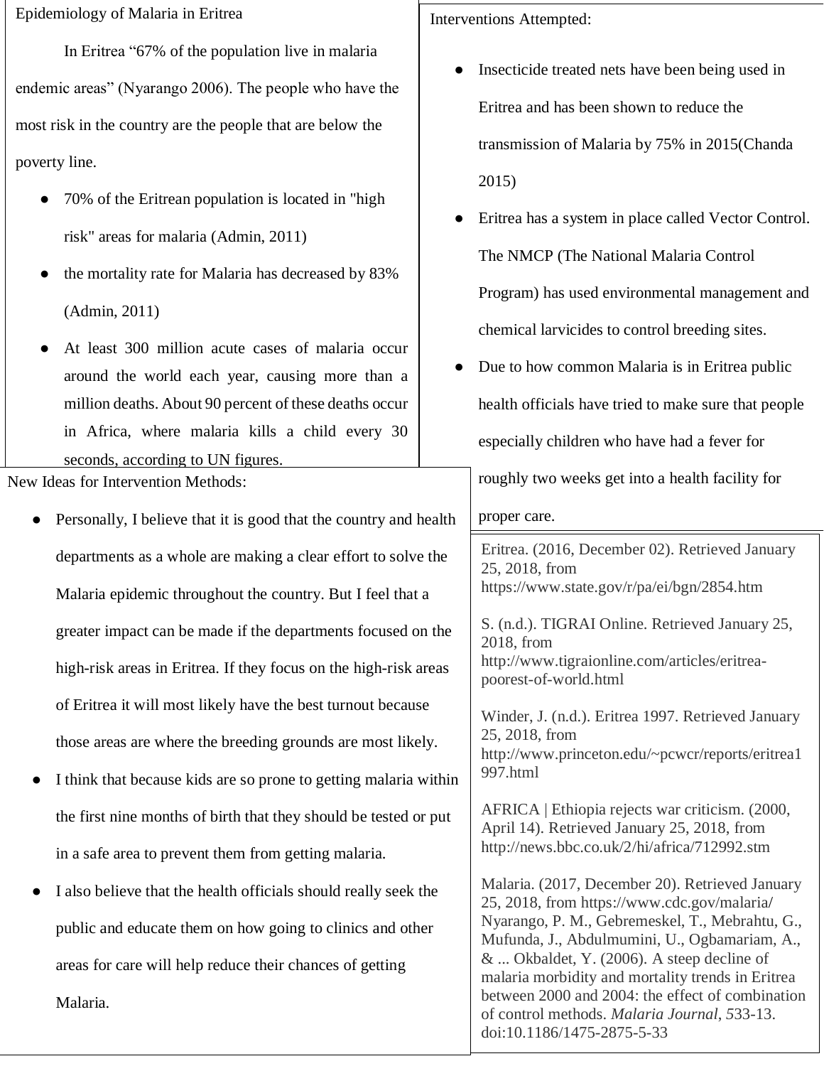## Epidemiology of Malaria in Eritrea

In Eritrea "67% of the population live in malaria endemic areas" (Nyarango 2006). The people who have the most risk in the country are the people that are below the poverty line.

- 70% of the Eritrean population is located in "high risk" areas for malaria (Admin, 2011)
- the mortality rate for Malaria has decreased by 83% (Admin, 2011)
- At least 300 million acute cases of malaria occur around the world each year, causing more than a million deaths. About 90 percent of these deaths occur in Africa, where malaria kills a child every 30 seconds, according to UN figures.

## Interventions Attempted:

- Insecticide treated nets have been being used in Eritrea and has been shown to reduce the transmission of Malaria by 75% in 2015(Chanda 2015)
- Eritrea has a system in place called Vector Control. The NMCP (The National Malaria Control Program) has used environmental management and chemical larvicides to control breeding sites.
- Due to how common Malaria is in Eritrea public health officials have tried to make sure that people especially children who have had a fever for roughly two weeks get into a health facility for proper care.

## New Ideas for Intervention Methods:

- Personally, I believe that it is good that the country and health departments as a whole are making a clear effort to solve the Malaria epidemic throughout the country. But I feel that a greater impact can be made if the departments focused on the high-risk areas in Eritrea. If they focus on the high-risk areas of Eritrea it will most likely have the best turnout because those areas are where the breeding grounds are most likely.
- I think that because kids are so prone to getting malaria within the first nine months of birth that they should be tested or put in a safe area to prevent them from getting malaria.
- I also believe that the health officials should really seek the public and educate them on how going to clinics and other areas for care will help reduce their chances of getting Malaria.

Eritrea. (2016, December 02). Retrieved January 25, 2018, from https://www.state.gov/r/pa/ei/bgn/2854.htm

S. (n.d.). TIGRAI Online. Retrieved January 25, 2018, from http://www.tigraionline.com/articles/eritrea-poorest-of-world.html

Winder, J. (n.d.). Eritrea 1997. Retrieved January 25, 2018, from http://www.princeton.edu/~pcwcr/reports/eritrea1997.html

AFRICA | Ethiopia rejects war criticism. (2000, April 14). Retrieved January 25, 2018, from http://news.bbc.co.uk/2/hi/africa/712992.stm

Malaria. (2017, December 20). Retrieved January 25, 2018, from https://www.cdc.gov/malaria/

Nyarango, P. M., Gebremeskel, T., Mebrahtu, G., Mufunda, J., Abdulmumini, U., Ogbamariam, A., & ... Okbaldet, Y. (2006). A steep decline of malaria morbidity and mortality trends in Eritrea between 2000 and 2004: the effect of combination of control methods. *Malaria Journal*, *5*33-13. doi:10.1186/1475-2875-5-33